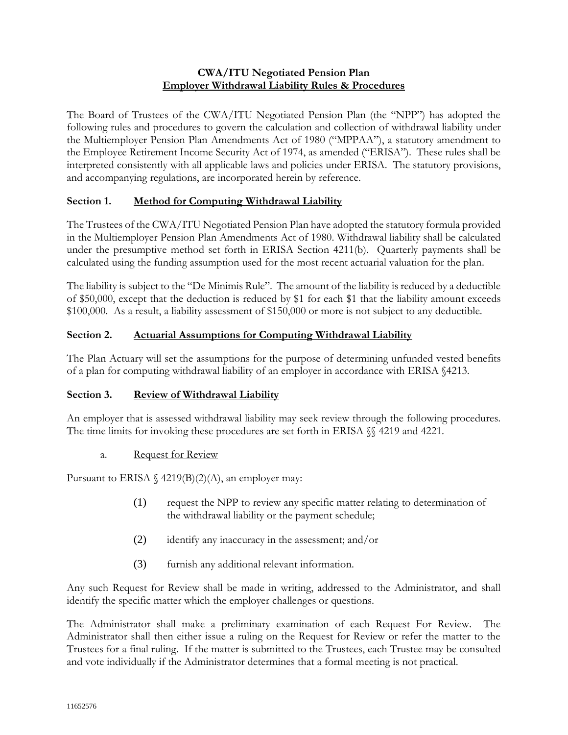# CWA/ITU Negotiated Pension Plan
## Employer Withdrawal Liability Rules & Procedures

The Board of Trustees of the CWA/ITU Negotiated Pension Plan (the "NPP") has adopted the following rules and procedures to govern the calculation and collection of withdrawal liability under the Multiemployer Pension Plan Amendments Act of 1980 ("MPPAA"), a statutory amendment to the Employee Retirement Income Security Act of 1974, as amended ("ERISA"). These rules shall be interpreted consistently with all applicable laws and policies under ERISA. The statutory provisions, and accompanying regulations, are incorporated herein by reference.

### Section 1. Method for Computing Withdrawal Liability

The Trustees of the CWA/ITU Negotiated Pension Plan have adopted the statutory formula provided in the Multiemployer Pension Plan Amendments Act of 1980. Withdrawal liability shall be calculated under the presumptive method set forth in ERISA Section 4211(b). Quarterly payments shall be calculated using the funding assumption used for the most recent actuarial valuation for the plan.

The liability is subject to the "De Minimis Rule". The amount of the liability is reduced by a deductible of $50,000, except that the deduction is reduced by $1 for each $1 that the liability amount exceeds $100,000. As a result, a liability assessment of $150,000 or more is not subject to any deductible.

### Section 2. Actuarial Assumptions for Computing Withdrawal Liability

The Plan Actuary will set the assumptions for the purpose of determining unfunded vested benefits of a plan for computing withdrawal liability of an employer in accordance with ERISA §4213.

### Section 3. Review of Withdrawal Liability

An employer that is assessed withdrawal liability may seek review through the following procedures. The time limits for invoking these procedures are set forth in ERISA §§ 4219 and 4221.

a. Request for Review

Pursuant to ERISA § 4219(B)(2)(A), an employer may:

(1) request the NPP to review any specific matter relating to determination of the withdrawal liability or the payment schedule;

(2) identify any inaccuracy in the assessment; and/or

(3) furnish any additional relevant information.

Any such Request for Review shall be made in writing, addressed to the Administrator, and shall identify the specific matter which the employer challenges or questions.

The Administrator shall make a preliminary examination of each Request For Review. The Administrator shall then either issue a ruling on the Request for Review or refer the matter to the Trustees for a final ruling. If the matter is submitted to the Trustees, each Trustee may be consulted and vote individually if the Administrator determines that a formal meeting is not practical.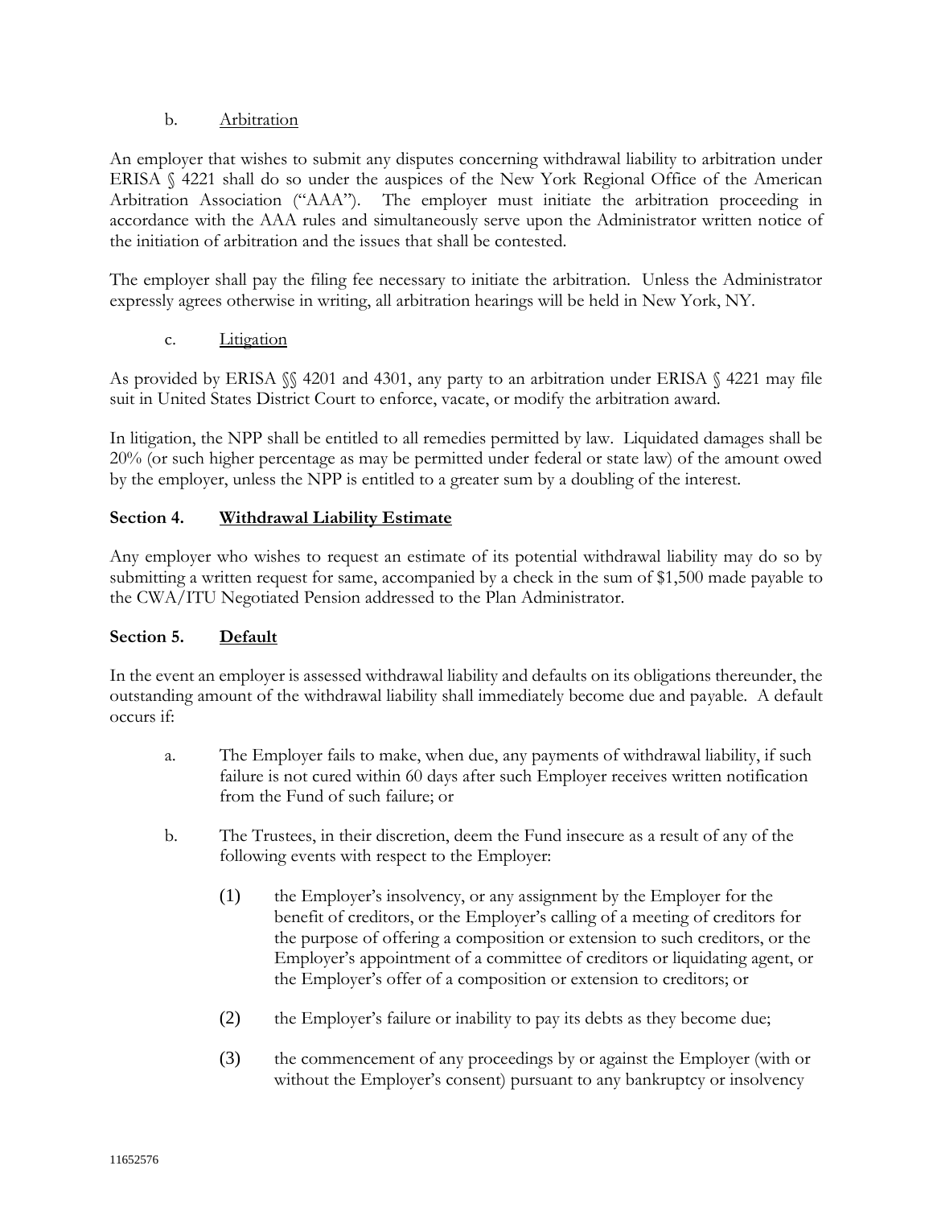b. Arbitration

An employer that wishes to submit any disputes concerning withdrawal liability to arbitration under ERISA § 4221 shall do so under the auspices of the New York Regional Office of the American Arbitration Association ("AAA"). The employer must initiate the arbitration proceeding in accordance with the AAA rules and simultaneously serve upon the Administrator written notice of the initiation of arbitration and the issues that shall be contested.

The employer shall pay the filing fee necessary to initiate the arbitration. Unless the Administrator expressly agrees otherwise in writing, all arbitration hearings will be held in New York, NY.

c. Litigation

As provided by ERISA §§ 4201 and 4301, any party to an arbitration under ERISA § 4221 may file suit in United States District Court to enforce, vacate, or modify the arbitration award.

In litigation, the NPP shall be entitled to all remedies permitted by law. Liquidated damages shall be 20% (or such higher percentage as may be permitted under federal or state law) of the amount owed by the employer, unless the NPP is entitled to a greater sum by a doubling of the interest.

## Section 4. Withdrawal Liability Estimate

Any employer who wishes to request an estimate of its potential withdrawal liability may do so by submitting a written request for same, accompanied by a check in the sum of $1,500 made payable to the CWA/ITU Negotiated Pension addressed to the Plan Administrator.

## Section 5. Default

In the event an employer is assessed withdrawal liability and defaults on its obligations thereunder, the outstanding amount of the withdrawal liability shall immediately become due and payable. A default occurs if:

a. The Employer fails to make, when due, any payments of withdrawal liability, if such failure is not cured within 60 days after such Employer receives written notification from the Fund of such failure; or

b. The Trustees, in their discretion, deem the Fund insecure as a result of any of the following events with respect to the Employer:

   (1) the Employer's insolvency, or any assignment by the Employer for the benefit of creditors, or the Employer's calling of a meeting of creditors for the purpose of offering a composition or extension to such creditors, or the Employer's appointment of a committee of creditors or liquidating agent, or the Employer's offer of a composition or extension to creditors; or

   (2) the Employer's failure or inability to pay its debts as they become due;

   (3) the commencement of any proceedings by or against the Employer (with or without the Employer's consent) pursuant to any bankruptcy or insolvency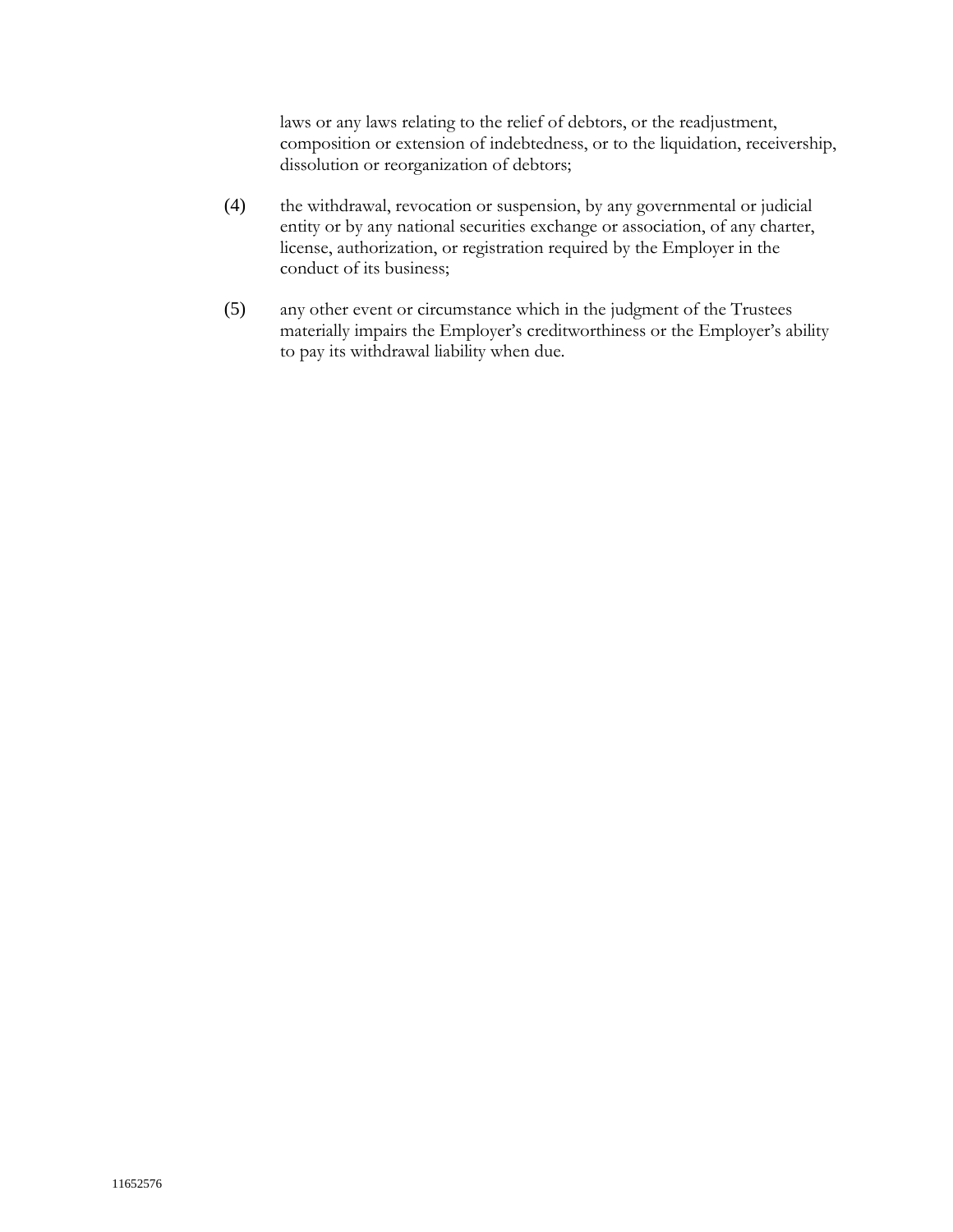laws or any laws relating to the relief of debtors, or the readjustment, composition or extension of indebtedness, or to the liquidation, receivership, dissolution or reorganization of debtors;

(4) the withdrawal, revocation or suspension, by any governmental or judicial entity or by any national securities exchange or association, of any charter, license, authorization, or registration required by the Employer in the conduct of its business;

(5) any other event or circumstance which in the judgment of the Trustees materially impairs the Employer's creditworthiness or the Employer's ability to pay its withdrawal liability when due.